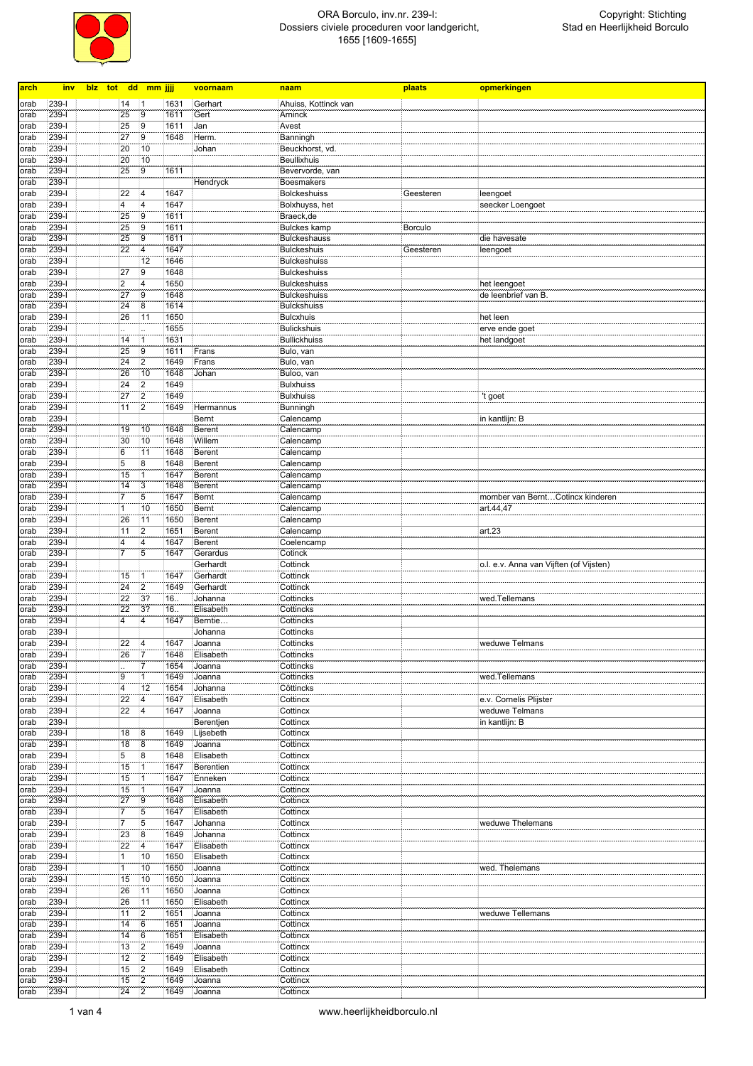# ORA Borculo, inv.nr. 239-I: Dossiers civiele proceduren voor landgericht, 1655 [1609-1655]

Copyright: Stichting Stad en Heerlijkheid Borculo

| arch | inv | blz | tot | dd | mm | jjjj | voornaam | naam | plaats | opmerkingen |
|---|---|---|---|---|---|---|---|---|---|---|
| orab | 239-I | | | 14 | 1 | 1631 | Gerhart | Ahuiss, Kottinck van | | |
| orab | 239-I | | | 25 | 9 | 1611 | Gert | Arninck | | |
| orab | 239-I | | | 25 | 9 | 1611 | Jan | Avest | | |
| orab | 239-I | | | 27 | 9 | 1648 | Herm. | Banningh | | |
| orab | 239-I | | | 20 | 10 | | Johan | Beuckhorst, vd. | | |
| orab | 239-I | | | 20 | 10 | | | Beullixhuis | | |
| orab | 239-I | | | 25 | 9 | 1611 | | Bevervorde, van | | |
| orab | 239-I | | | | | | Hendryck | Boesmakers | | |
| orab | 239-I | | | 22 | 4 | 1647 | | Bolckeshuiss | Geesteren | leengoet |
| orab | 239-I | | | 4 | 4 | 1647 | | Bolxhuyss, het | | seecker Loengoet |
| orab | 239-I | | | 25 | 9 | 1611 | | Braeck,de | | |
| orab | 239-I | | | 25 | 9 | 1611 | | Bulckes kamp | Borculo | |
| orab | 239-I | | | 25 | 9 | 1611 | | Bulckeshauss | | die havesate |
| orab | 239-I | | | 22 | 4 | 1647 | | Bulckeshuis | Geesteren | leengoet |
| orab | 239-I | | | | 12 | 1646 | | Bulckeshuiss | | |
| orab | 239-I | | | 27 | 9 | 1648 | | Bulckeshuiss | | |
| orab | 239-I | | | 2 | 4 | 1650 | | Bulckeshuiss | | het leengoet |
| orab | 239-I | | | 27 | 9 | 1648 | | Bulckeshuiss | | de leenbrief van B. |
| orab | 239-I | | | 24 | 8 | 1614 | | Bulckshuiss | | |
| orab | 239-I | | | 26 | 11 | 1650 | | Bulcxhuis | | het leen |
| orab | 239-I | | | .. | .. | 1655 | | Bulickshuis | | erve ende goet |
| orab | 239-I | | | 14 | 1 | 1631 | | Bullickhuiss | | het landgoet |
| orab | 239-I | | | 25 | 9 | 1611 | Frans | Bulo, van | | |
| orab | 239-I | | | 24 | 2 | 1649 | Frans | Bulo, van | | |
| orab | 239-I | | | 26 | 10 | 1648 | Johan | Buloo, van | | |
| orab | 239-I | | | 24 | 2 | 1649 | | Bulxhuis | | |
| orab | 239-I | | | 27 | 2 | 1649 | | Bulxhuiss | | 't goet |
| orab | 239-I | | | 11 | 2 | 1649 | Hermannus | Bunningh | | |
| orab | 239-I | | | | | | Bernt | Calencamp | | in kantlijn: B |
| orab | 239-I | | | 19 | 10 | 1648 | Berent | Calencamp | | |
| orab | 239-I | | | 30 | 10 | 1648 | Willem | Calencamp | | |
| orab | 239-I | | | 6 | 11 | 1648 | Berent | Calencamp | | |
| orab | 239-I | | | 5 | 8 | 1648 | Berent | Calencamp | | |
| orab | 239-I | | | 15 | 1 | 1647 | Berent | Calencamp | | |
| orab | 239-I | | | 14 | 3 | 1648 | Berent | Calencamp | | |
| orab | 239-I | | | 7 | 5 | 1647 | Bernt | Calencamp | | momber van Bernt…Cotincx kinderen |
| orab | 239-I | | | 1 | 10 | 1650 | Bernt | Calencamp | | art.44,47 |
| orab | 239-I | | | 26 | 11 | 1650 | Berent | Calencamp | | |
| orab | 239-I | | | 11 | 2 | 1651 | Berent | Calencamp | | art.23 |
| orab | 239-I | | | 4 | 4 | 1647 | Berent | Coelencamp | | |
| orab | 239-I | | | 7 | 5 | 1647 | Gerardus | Cotinck | | |
| orab | 239-I | | | | | | Gerhardt | Cottinck | | o.l. e.v. Anna van Vijften (of Vijsten) |
| orab | 239-I | | | 15 | 1 | 1647 | Gerhardt | Cottinck | | |
| orab | 239-I | | | 24 | 2 | 1649 | Gerhardt | Cottinck | | |
| orab | 239-I | | | 22 | 3? | 16.. | Johanna | Cottincks | | wed.Tellemans |
| orab | 239-I | | | 22 | 3? | 16.. | Elisabeth | Cottincks | | |
| orab | 239-I | | | 4 | 4 | 1647 | Berntie… | Cottincks | | |
| orab | 239-I | | | | | | Johanna | Cottincks | | |
| orab | 239-I | | | 22 | 4 | 1647 | Joanna | Cottincks | | weduwe Telmans |
| orab | 239-I | | | 26 | 7 | 1648 | Elisabeth | Cottincks | | |
| orab | 239-I | | | .. | 7 | 1654 | Joanna | Cottincks | | |
| orab | 239-I | | | 9 | 1 | 1649 | Joanna | Cottincks | | wed.Tellemans |
| orab | 239-I | | | 4 | 12 | 1654 | Johanna | Cottincks | | |
| orab | 239-I | | | 22 | 4 | 1647 | Elisabeth | Cottincx | | e.v. Cornelis Plijster |
| orab | 239-I | | | 22 | 4 | 1647 | Joanna | Cottincx | | weduwe Telmans |
| orab | 239-I | | | | | | Berentjen | Cottincx | | in kantlijn: B |
| orab | 239-I | | | 18 | 8 | 1649 | Lijsebeth | Cottincx | | |
| orab | 239-I | | | 18 | 8 | 1649 | Joanna | Cottincx | | |
| orab | 239-I | | | 5 | 8 | 1648 | Elisabeth | Cottincx | | |
| orab | 239-I | | | 15 | 1 | 1647 | Berentien | Cottincx | | |
| orab | 239-I | | | 15 | 1 | 1647 | Enneken | Cottincx | | |
| orab | 239-I | | | 15 | 1 | 1647 | Joanna | Cottincx | | |
| orab | 239-I | | | 27 | 9 | 1648 | Elisabeth | Cottincx | | |
| orab | 239-I | | | 7 | 5 | 1647 | Elisabeth | Cottincx | | |
| orab | 239-I | | | 7 | 5 | 1647 | Johanna | Cottincx | | weduwe Thelemans |
| orab | 239-I | | | 23 | 8 | 1649 | Johanna | Cottincx | | |
| orab | 239-I | | | 22 | 4 | 1647 | Elisabeth | Cottincx | | |
| orab | 239-I | | | 1 | 10 | 1650 | Elisabeth | Cottincx | | |
| orab | 239-I | | | 1 | 10 | 1650 | Joanna | Cottincx | | wed. Thelemans |
| orab | 239-I | | | 15 | 10 | 1650 | Joanna | Cottincx | | |
| orab | 239-I | | | 26 | 11 | 1650 | Joanna | Cottincx | | |
| orab | 239-I | | | 26 | 11 | 1650 | Elisabeth | Cottincx | | |
| orab | 239-I | | | 11 | 2 | 1651 | Joanna | Cottincx | | weduwe Tellemans |
| orab | 239-I | | | 14 | 6 | 1651 | Joanna | Cottincx | | |
| orab | 239-I | | | 14 | 6 | 1651 | Elisabeth | Cottincx | | |
| orab | 239-I | | | 13 | 2 | 1649 | Joanna | Cottincx | | |
| orab | 239-I | | | 12 | 2 | 1649 | Elisabeth | Cottincx | | |
| orab | 239-I | | | 15 | 2 | 1649 | Elisabeth | Cottincx | | |
| orab | 239-I | | | 15 | 2 | 1649 | Joanna | Cottincx | | |
| orab | 239-I | | | 24 | 2 | 1649 | Joanna | Cottincx | | |

www.heerlijkheidborculo.nl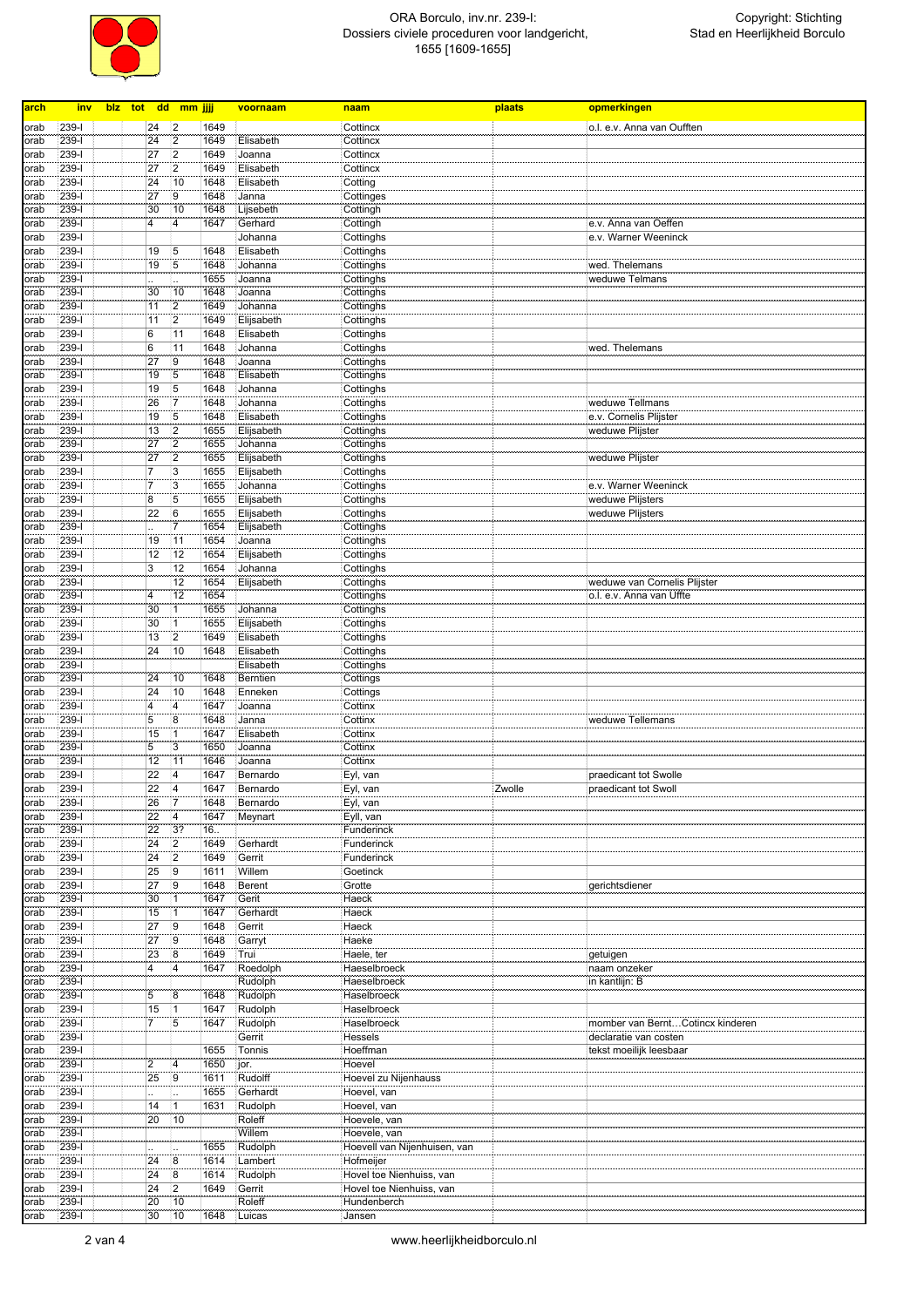| arch | inv | blz | tot | dd | mm | jjjj | voornaam | naam | plaats | opmerkingen |
|---|---|---|---|---|---|---|---|---|---|---|
| orab | 239-I | | | 24 | 2 | 1649 | | Cottincx | | o.l. e.v. Anna van Oufften |
| orab | 239-I | | | 24 | 2 | 1649 | Elisabeth | Cottincx | | |
| orab | 239-I | | | 27 | 2 | 1649 | Joanna | Cottincx | | |
| orab | 239-I | | | 27 | 2 | 1649 | Elisabeth | Cottincx | | |
| orab | 239-I | | | 24 | 10 | 1648 | Elisabeth | Cotting | | |
| orab | 239-I | | | 27 | 9 | 1648 | Janna | Cottinges | | |
| orab | 239-I | | | 30 | 10 | 1648 | Lijsebeth | Cottingh | | |
| orab | 239-I | | | 4 | 4 | 1647 | Gerhard | Cottingh | | e.v. Anna van Oeffen |
| orab | 239-I | | | | | | Johanna | Cottinghs | | e.v. Warner Weeninck |
| orab | 239-I | | | 19 | 5 | 1648 | Elisabeth | Cottinghs | | |
| orab | 239-I | | | 19 | 5 | 1648 | Johanna | Cottinghs | | wed. Thelemans |
| orab | 239-I | | | .. | .. | 1655 | Joanna | Cottinghs | | weduwe Telmans |
| orab | 239-I | | | 30 | 10 | 1648 | Joanna | Cottinghs | | |
| orab | 239-I | | | 11 | 2 | 1649 | Johanna | Cottinghs | | |
| orab | 239-I | | | 11 | 2 | 1649 | Elijsabeth | Cottinghs | | |
| orab | 239-I | | | 6 | 11 | 1648 | Elisabeth | Cottinghs | | |
| orab | 239-I | | | 6 | 11 | 1648 | Johanna | Cottinghs | | wed. Thelemans |
| orab | 239-I | | | 27 | 9 | 1648 | Joanna | Cottinghs | | |
| orab | 239-I | | | 19 | 5 | 1648 | Elisabeth | Cottinghs | | |
| orab | 239-I | | | 19 | 5 | 1648 | Johanna | Cottinghs | | |
| orab | 239-I | | | 26 | 7 | 1648 | Johanna | Cottinghs | | weduwe Tellmans |
| orab | 239-I | | | 19 | 5 | 1648 | Elisabeth | Cottinghs | | e.v. Cornelis Plijster |
| orab | 239-I | | | 13 | 2 | 1655 | Elijsabeth | Cottinghs | | weduwe Plijster |
| orab | 239-I | | | 27 | 2 | 1655 | Johanna | Cottinghs | | |
| orab | 239-I | | | 27 | 2 | 1655 | Elijsabeth | Cottinghs | | weduwe Plijster |
| orab | 239-I | | | 7 | 3 | 1655 | Elijsabeth | Cottinghs | | |
| orab | 239-I | | | 7 | 3 | 1655 | Johanna | Cottinghs | | e.v. Warner Weeninck |
| orab | 239-I | | | 8 | 5 | 1655 | Elijsabeth | Cottinghs | | weduwe Plijsters |
| orab | 239-I | | | 22 | 6 | 1655 | Elijsabeth | Cottinghs | | weduwe Plijsters |
| orab | 239-I | | | .. | 7 | 1654 | Elijsabeth | Cottinghs | | |
| orab | 239-I | | | 19 | 11 | 1654 | Joanna | Cottinghs | | |
| orab | 239-I | | | 12 | 12 | 1654 | Elijsabeth | Cottinghs | | |
| orab | 239-I | | | 3 | 12 | 1654 | Johanna | Cottinghs | | |
| orab | 239-I | | | | 12 | 1654 | Elijsabeth | Cottinghs | | weduwe van Cornelis Plijster |
| orab | 239-I | | | 4 | 12 | 1654 | | Cottinghs | | o.l. e.v. Anna van Uffte |
| orab | 239-I | | | 30 | 1 | 1655 | Johanna | Cottinghs | | |
| orab | 239-I | | | 30 | 1 | 1655 | Elijsabeth | Cottinghs | | |
| orab | 239-I | | | 13 | 2 | 1649 | Elisabeth | Cottinghs | | |
| orab | 239-I | | | 24 | 10 | 1648 | Elisabeth | Cottinghs | | |
| orab | 239-I | | | | | | Elisabeth | Cottinghs | | |
| orab | 239-I | | | 24 | 10 | 1648 | Berntien | Cottings | | |
| orab | 239-I | | | 24 | 10 | 1648 | Enneken | Cottings | | |
| orab | 239-I | | | 4 | 4 | 1647 | Joanna | Cottinx | | |
| orab | 239-I | | | 5 | 8 | 1648 | Janna | Cottinx | | weduwe Tellemans |
| orab | 239-I | | | 15 | 1 | 1647 | Elisabeth | Cottinx | | |
| orab | 239-I | | | 5 | 3 | 1650 | Joanna | Cottinx | | |
| orab | 239-I | | | 12 | 11 | 1646 | Joanna | Cottinx | | |
| orab | 239-I | | | 22 | 4 | 1647 | Bernardo | Eyl, van | | praedicant tot Swolle |
| orab | 239-I | | | 22 | 4 | 1647 | Bernardo | Eyl, van | Zwolle | praedicant tot Swoll |
| orab | 239-I | | | 26 | 7 | 1648 | Bernardo | Eyl, van | | |
| orab | 239-I | | | 22 | 4 | 1647 | Meynart | Eyll, van | | |
| orab | 239-I | | | 22 | 3? | 16.. | | Funderinck | | |
| orab | 239-I | | | 24 | 2 | 1649 | Gerhardt | Funderinck | | |
| orab | 239-I | | | 24 | 2 | 1649 | Gerrit | Funderinck | | |
| orab | 239-I | | | 25 | 9 | 1611 | Willem | Goetinck | | |
| orab | 239-I | | | 27 | 9 | 1648 | Berent | Grotte | | gerichtsdiener |
| orab | 239-I | | | 30 | 1 | 1647 | Gerit | Haeck | | |
| orab | 239-I | | | 15 | 1 | 1647 | Gerhardt | Haeck | | |
| orab | 239-I | | | 27 | 9 | 1648 | Gerrit | Haeck | | |
| orab | 239-I | | | 27 | 9 | 1648 | Garryt | Haeke | | |
| orab | 239-I | | | 23 | 8 | 1649 | Trui | Haele, ter | | getuigen |
| orab | 239-I | | | 4 | 4 | 1647 | Roedolph | Haeselbroeck | | naam onzeker |
| orab | 239-I | | | | | | Rudolph | Haeselbroeck | | in kantlijn: B |
| orab | 239-I | | | 5 | 8 | 1648 | Rudolph | Haselbroeck | | |
| orab | 239-I | | | 15 | 1 | 1647 | Rudolph | Haselbroeck | | |
| orab | 239-I | | | 7 | 5 | 1647 | Rudolph | Haselbroeck | | momber van Bernt....Cotincx kinderen |
| orab | 239-I | | | | | | Gerrit | Hessels | | declaratie van costen |
| orab | 239-I | | | | | 1655 | Tonnis | Hoeffman | | tekst moeilijk leesbaar |
| orab | 239-I | | | 2 | 4 | 1650 | jor. | Hoevel | | |
| orab | 239-I | | | 25 | 9 | 1611 | Rudolff | Hoevel zu Nijenhauss | | |
| orab | 239-I | | | .. | .. | 1655 | Gerhardt | Hoevel, van | | |
| orab | 239-I | | | 14 | 1 | 1631 | Rudolph | Hoevel, van | | |
| orab | 239-I | | | 20 | 10 | | Roleff | Hoevele, van | | |
| orab | 239-I | | | | | | Willem | Hoevele, van | | |
| orab | 239-I | | | .. | .. | 1655 | Rudolph | Hoevell van Nijenhuisen, van | | |
| orab | 239-I | | | 24 | 8 | 1614 | Lambert | Hofmeijer | | |
| orab | 239-I | | | 24 | 8 | 1614 | Rudolph | Hovel toe Nienhuiss, van | | |
| orab | 239-I | | | 24 | 2 | 1649 | Gerrit | Hovel toe Nienhuiss, van | | |
| orab | 239-I | | | 20 | 10 | | Roleff | Hundenberch | | |
| orab | 239-I | | | 30 | 10 | 1648 | Luicas | Jansen | | |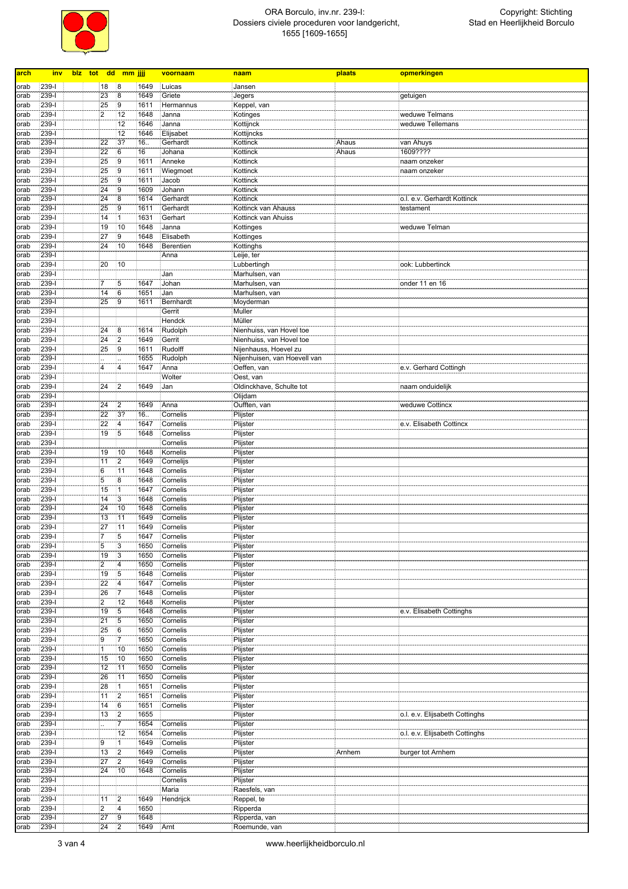ORA Borculo, inv.nr. 239-I:
Dossiers civiele proceduren voor landgericht, 1655 [1609-1655]

Copyright: Stichting Stad en Heerlijkheid Borculo

| arch | inv | blz | tot | dd | mm | jjjj | voornaam | naam | plaats | opmerkingen |
|---|---|---|---|---|---|---|---|---|---|---|
| orab | 239-I | | | 18 | 8 | 1649 | Lucias | Jansen | | |
| orab | 239-I | | | 23 | 8 | 1649 | Griete | Jegers | | getuigen |
| orab | 239-I | | | 25 | 9 | 1611 | Hermannus | Keppel, van | | |
| orab | 239-I | | | 2 | 12 | 1648 | Janna | Kotinges | | weduwe Telmans |
| orab | 239-I | | | | 12 | 1646 | Janna | Kottijnck | | weduwe Tellemans |
| orab | 239-I | | | | 12 | 1646 | Elijsabet | Kottijncks | | |
| orab | 239-I | | | 22 | 3? | 16.. | Gerhardt | Kottinck | Ahaus | van Ahuys |
| orab | 239-I | | | 22 | 6 | 16 | Johana | Kottinck | Ahaus | 1609???? |
| orab | 239-I | | | 25 | 9 | 1611 | Anneke | Kottinck | | naam onzeker |
| orab | 239-I | | | 25 | 9 | 1611 | Wiegmoet | Kottinck | | naam onzeker |
| orab | 239-I | | | 25 | 9 | 1611 | Jacob | Kottinck | | |
| orab | 239-I | | | 24 | 9 | 1609 | Johann | Kottinck | | |
| orab | 239-I | | | 24 | 8 | 1614 | Gerhardt | Kottinck | | o.l. e.v. Gerhardt Kottinck |
| orab | 239-I | | | 25 | 9 | 1611 | Gerhardt | Kottinck van Ahauss | | testament |
| orab | 239-I | | | 14 | 1 | 1631 | Gerhart | Kottinck van Ahuiss | | |
| orab | 239-I | | | 19 | 10 | 1648 | Janna | Kottinges | | weduwe Telman |
| orab | 239-I | | | 27 | 9 | 1648 | Elisabeth | Kottinges | | |
| orab | 239-I | | | 24 | 10 | 1648 | Berentien | Kottinghs | | |
| orab | 239-I | | | | | | Anna | Leije, ter | | |
| orab | 239-I | | | 20 | 10 | | | Lubbertingh | | ook: Lubbertinck |
| orab | 239-I | | | | | | Jan | Marhulsen, van | | |
| orab | 239-I | | | 7 | 5 | 1647 | Johan | Marhulsen, van | | onder 11 en 16 |
| orab | 239-I | | | 14 | 6 | 1651 | Jan | Marhulsen, van | | |
| orab | 239-I | | | 25 | 9 | 1611 | Bernhardt | Moyderman | | |
| orab | 239-I | | | | | | Gerrit | Muller | | |
| orab | 239-I | | | | | | Hendck | Müller | | |
| orab | 239-I | | | 24 | 8 | 1614 | Rudolph | Nienhuiss, van Hovel toe | | |
| orab | 239-I | | | 24 | 2 | 1649 | Gerrit | Nienhuiss, van Hovel toe | | |
| orab | 239-I | | | 25 | 9 | 1611 | Rudolff | Nijenhauss, Hoevel zu | | |
| orab | 239-I | | | .. | .. | 1655 | Rudolph | Nijenhuisen, van Hoevell van | | |
| orab | 239-I | | | 4 | 4 | 1647 | Anna | Oeffen, van | | e.v. Gerhard Cottingh |
| orab | 239-I | | | | | | Wolter | Oest, van | | |
| orab | 239-I | | | 24 | 2 | 1649 | Jan | Oldinckhave, Schulte tot | | naam onduidelijk |
| orab | 239-I | | | | | | | Olijdam | | |
| orab | 239-I | | | 24 | 2 | 1649 | Anna | Oufften, van | | weduwe Cottincx |
| orab | 239-I | | | 22 | 3? | 16.. | Cornelis | Plijster | | |
| orab | 239-I | | | 22 | 4 | 1647 | Cornelis | Plijster | | e.v. Elisabeth Cottincx |
| orab | 239-I | | | 19 | 5 | 1648 | Corneliss | Plijster | | |
| orab | 239-I | | | | | | Cornelis | Plijster | | |
| orab | 239-I | | | 19 | 10 | 1648 | Kornelis | Plijster | | |
| orab | 239-I | | | 11 | 2 | 1649 | Cornelijs | Plijster | | |
| orab | 239-I | | | 6 | 11 | 1648 | Cornelis | Plijster | | |
| orab | 239-I | | | 5 | 8 | 1648 | Cornelis | Plijster | | |
| orab | 239-I | | | 15 | 1 | 1647 | Cornelis | Plijster | | |
| orab | 239-I | | | 14 | 3 | 1648 | Cornelis | Plijster | | |
| orab | 239-I | | | 24 | 10 | 1648 | Cornelis | Plijster | | |
| orab | 239-I | | | 13 | 11 | 1649 | Cornelis | Plijster | | |
| orab | 239-I | | | 27 | 11 | 1649 | Cornelis | Plijster | | |
| orab | 239-I | | | 7 | 5 | 1647 | Cornelis | Plijster | | |
| orab | 239-I | | | 5 | 3 | 1650 | Cornelis | Plijster | | |
| orab | 239-I | | | 19 | 3 | 1650 | Cornelis | Plijster | | |
| orab | 239-I | | | 2 | 4 | 1650 | Cornelis | Plijster | | |
| orab | 239-I | | | 19 | 5 | 1648 | Cornelis | Plijster | | |
| orab | 239-I | | | 22 | 4 | 1647 | Cornelis | Plijster | | |
| orab | 239-I | | | 26 | 7 | 1648 | Cornelis | Plijster | | |
| orab | 239-I | | | 2 | 12 | 1648 | Kornelis | Plijster | | |
| orab | 239-I | | | 19 | 5 | 1648 | Cornelis | Plijster | | e.v. Elisabeth Cottinghs |
| orab | 239-I | | | 21 | 5 | 1650 | Cornelis | Plijster | | |
| orab | 239-I | | | 25 | 6 | 1650 | Cornelis | Plijster | | |
| orab | 239-I | | | 9 | 7 | 1650 | Cornelis | Plijster | | |
| orab | 239-I | | | 1 | 10 | 1650 | Cornelis | Plijster | | |
| orab | 239-I | | | 15 | 10 | 1650 | Cornelis | Plijster | | |
| orab | 239-I | | | 12 | 11 | 1650 | Cornelis | Plijster | | |
| orab | 239-I | | | 26 | 11 | 1650 | Cornelis | Plijster | | |
| orab | 239-I | | | 28 | 1 | 1651 | Cornelis | Plijster | | |
| orab | 239-I | | | 11 | 2 | 1651 | Cornelis | Plijster | | |
| orab | 239-I | | | 14 | 6 | 1651 | Cornelis | Plijster | | |
| orab | 239-I | | | 13 | 2 | 1655 | | Plijster | | o.l. e.v. Elijsabeth Cottinghs |
| orab | 239-I | | | .. | 7 | 1654 | Cornelis | Plijster | | |
| orab | 239-I | | | | 12 | 1654 | Cornelis | Plijster | | o.l. e.v. Elijsabeth Cottinghs |
| orab | 239-I | | | 9 | 1 | 1649 | Cornelis | Plijster | | |
| orab | 239-I | | | 13 | 2 | 1649 | Cornelis | Plijster | Arnhem | burger tot Arnhem |
| orab | 239-I | | | 27 | 2 | 1649 | Cornelis | Plijster | | |
| orab | 239-I | | | 24 | 10 | 1648 | Cornelis | Plijster | | |
| orab | 239-I | | | | | | Cornelis | Plijster | | |
| orab | 239-I | | | | | | Maria | Raesfels, van | | |
| orab | 239-I | | | 11 | 2 | 1649 | Hendrijck | Reppel, te | | |
| orab | 239-I | | | 2 | 4 | 1650 | | Ripperda | | |
| orab | 239-I | | | 27 | 9 | 1648 | | Ripperda, van | | |
| orab | 239-I | | | 24 | 2 | 1649 | Arnt | Roemunde, van | | |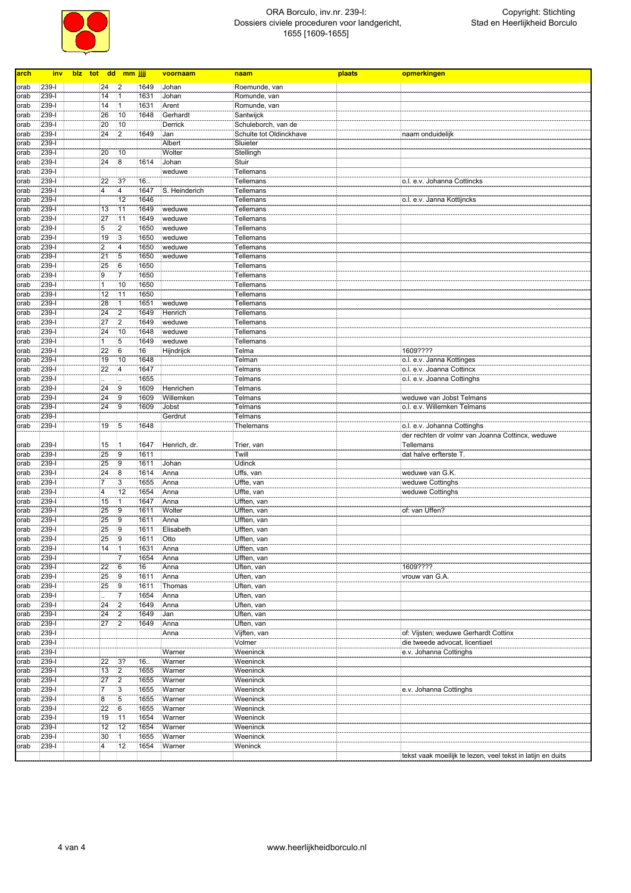| arch | inv | blz | tot | dd | mm | jjjj | voornaam | naam | plaats | opmerkingen |
|---|---|---|---|---|---|---|---|---|---|---|
| orab | 239-I | | | 24 | 2 | 1649 | Johan | Roemunde, van | | |
| orab | 239-I | | | 14 | 1 | 1631 | Johan | Romunde, van | | |
| orab | 239-I | | | 14 | 1 | 1631 | Arent | Romunde, van | | |
| orab | 239-I | | | 26 | 10 | 1648 | Gerhardt | Santwijck | | |
| orab | 239-I | | | 20 | 10 | | Derrick | Schuleborch, van de | | |
| orab | 239-I | | | 24 | 2 | 1649 | Jan | Schulte tot Oldinckhave | | naam onduidelijk |
| orab | 239-I | | | | | | Albert | Sluieter | | |
| orab | 239-I | | | 20 | 10 | | Wolter | Stellingh | | |
| orab | 239-I | | | 24 | 8 | 1614 | Johan | Stuir | | |
| orab | 239-I | | | | | | weduwe | Tellemans | | |
| orab | 239-I | | | 22 | 3? | 16.. | | Tellemans | | o.l. e.v. Johanna Cottincks |
| orab | 239-I | | | 4 | 4 | 1647 | S. Heinderich | Tellemans | | |
| orab | 239-I | | | | 12 | 1646 | | Tellemans | | o.l. e.v. Janna Kottijncks |
| orab | 239-I | | | 13 | 11 | 1649 | weduwe | Tellemans | | |
| orab | 239-I | | | 27 | 11 | 1649 | weduwe | Tellemans | | |
| orab | 239-I | | | 5 | 2 | 1650 | weduwe | Tellemans | | |
| orab | 239-I | | | 19 | 3 | 1650 | weduwe | Tellemans | | |
| orab | 239-I | | | 2 | 4 | 1650 | weduwe | Tellemans | | |
| orab | 239-I | | | 21 | 5 | 1650 | weduwe | Tellemans | | |
| orab | 239-I | | | 25 | 6 | 1650 | | Tellemans | | |
| orab | 239-I | | | 9 | 7 | 1650 | | Tellemans | | |
| orab | 239-I | | | 1 | 10 | 1650 | | Tellemans | | |
| orab | 239-I | | | 12 | 11 | 1650 | | Tellemans | | |
| orab | 239-I | | | 28 | 1 | 1651 | weduwe | Tellemans | | |
| orab | 239-I | | | 24 | 2 | 1649 | Henrich | Tellemans | | |
| orab | 239-I | | | 27 | 2 | 1649 | weduwe | Tellemans | | |
| orab | 239-I | | | 24 | 10 | 1648 | weduwe | Tellemans | | |
| orab | 239-I | | | 1 | 5 | 1649 | weduwe | Tellemans | | |
| orab | 239-I | | | 22 | 6 | 16 | Hijndrijck | Telma | | 1609???? |
| orab | 239-I | | | 19 | 10 | 1648 | | Telman | | o.l. e.v. Janna Kottinges |
| orab | 239-I | | | 22 | 4 | 1647 | | Telmans | | o.l. e.v. Joanna Cottincx |
| orab | 239-I | | | .. | .. | 1655 | | Telmans | | o.l. e.v. Joanna Cottinghs |
| orab | 239-I | | | 24 | 9 | 1609 | Henrichen | Telmans | | |
| orab | 239-I | | | 24 | 9 | 1609 | Willemken | Telmans | | weduwe van Jobst Telmans |
| orab | 239-I | | | 24 | 9 | 1609 | Jobst | Telmans | | o.l. e.v. Willemken Telmans |
| orab | 239-I | | | | | | Gerdrut | Telmans | | |
| orab | 239-I | | | 19 | 5 | 1648 | | Thelemans | | o.l. e.v. Johanna Cottinghs |
| orab | 239-I | | | 15 | 1 | 1647 | Henrich, dr. | Trier, van | | der rechten dr volmr van Joanna Cottincx, weduwe Tellemans |
| orab | 239-I | | | 25 | 9 | 1611 | | Twill | | dat halve erfferste T. |
| orab | 239-I | | | 25 | 9 | 1611 | Johan | Udinck | | |
| orab | 239-I | | | 24 | 8 | 1614 | Anna | Uffs, van | | weduwe van G.K. |
| orab | 239-I | | | 7 | 3 | 1655 | Anna | Uffte, van | | weduwe Cottinghs |
| orab | 239-I | | | 4 | 12 | 1654 | Anna | Uffte, van | | weduwe Cottinghs |
| orab | 239-I | | | 15 | 1 | 1647 | Anna | Ufften, van | | |
| orab | 239-I | | | 25 | 9 | 1611 | Wolter | Ufften, van | | of: van Uffen? |
| orab | 239-I | | | 25 | 9 | 1611 | Anna | Ufften, van | | |
| orab | 239-I | | | 25 | 9 | 1611 | Elisabeth | Ufften, van | | |
| orab | 239-I | | | 25 | 9 | 1611 | Otto | Ufften, van | | |
| orab | 239-I | | | 14 | 1 | 1631 | Anna | Ufften, van | | |
| orab | 239-I | | | | 7 | 1654 | Anna | Ufften, van | | |
| orab | 239-I | | | 22 | 6 | 16 | Anna | Uften, van | | 1609???? |
| orab | 239-I | | | 25 | 9 | 1611 | Anna | Uften, van | | vrouw van G.A. |
| orab | 239-I | | | 25 | 9 | 1611 | Thomas | Uften, van | | |
| orab | 239-I | | | .. | 7 | 1654 | Anna | Uften, van | | |
| orab | 239-I | | | 24 | 2 | 1649 | Anna | Uften, van | | |
| orab | 239-I | | | 24 | 2 | 1649 | Jan | Uften, van | | |
| orab | 239-I | | | 27 | 2 | 1649 | Anna | Uften, van | | |
| orab | 239-I | | | | | | Anna | Vijften, van | | of: Vijsten; weduwe Gerhardt Cottinx |
| orab | 239-I | | | | | | | Volmer | | die tweede advocat, licentiaet |
| orab | 239-I | | | | | | Warner | Weeninck | | e.v. Johanna Cottinghs |
| orab | 239-I | | | 22 | 3? | 16.. | Warner | Weeninck | | |
| orab | 239-I | | | 13 | 2 | 1655 | Warner | Weeninck | | |
| orab | 239-I | | | 27 | 2 | 1655 | Warner | Weeninck | | |
| orab | 239-I | | | 7 | 3 | 1655 | Warner | Weeninck | | e.v. Johanna Cottinghs |
| orab | 239-I | | | 8 | 5 | 1655 | Warner | Weeninck | | |
| orab | 239-I | | | 22 | 6 | 1655 | Warner | Weeninck | | |
| orab | 239-I | | | 19 | 11 | 1654 | Warner | Weeninck | | |
| orab | 239-I | | | 12 | 12 | 1654 | Warner | Weeninck | | |
| orab | 239-I | | | 30 | 1 | 1655 | Warner | Weeninck | | |
| orab | 239-I | | | 4 | 12 | 1654 | Warner | Weninck | | |
| | | | | | | | | | | tekst vaak moeilijk te lezen, veel tekst in latijn en duits |